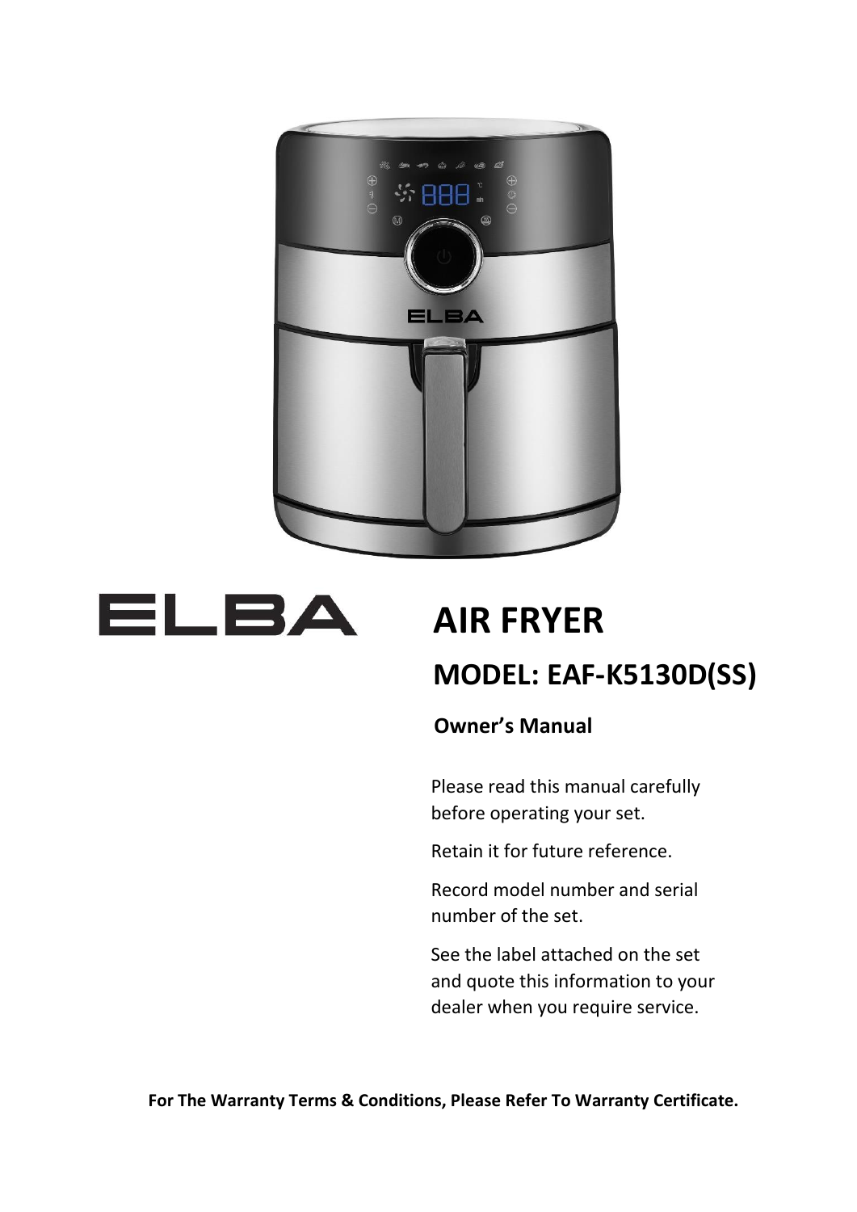ELBA

# AIR FRYER

## MODEL: EAF-K5130D(SS)

### Owner's Manual

Please read this manual carefully before operating your set.

Retain it for future reference.

Record model number and serial number of the set.

See the label attached on the set and quote this information to your dealer when you require service.

**For The Warranty Terms & Conditions, Please Refer To Warranty Certificate.**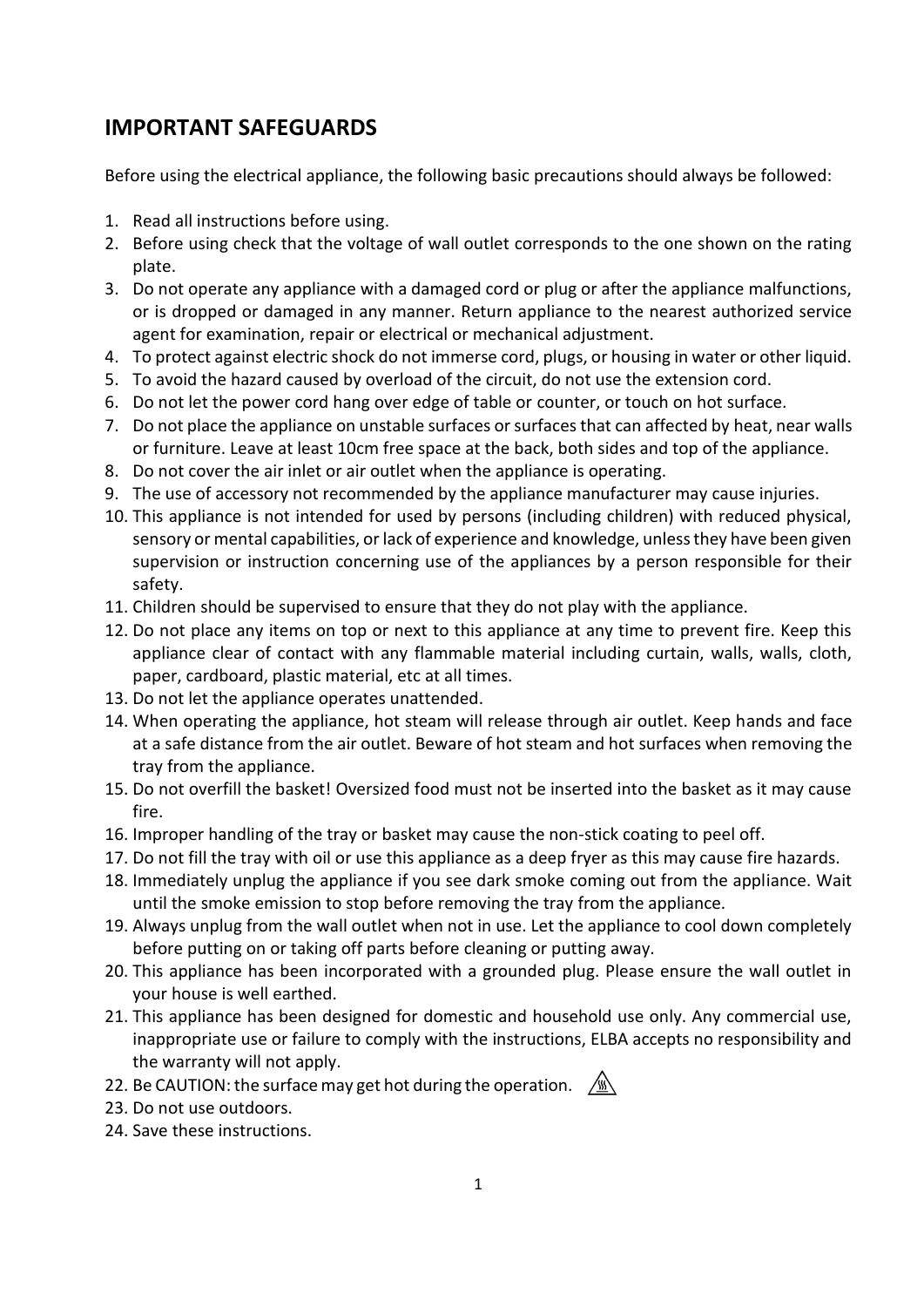# IMPORTANT SAFEGUARDS

Before using the electrical appliance, the following basic precautions should always be followed:

1. Read all instructions before using.
2. Before using check that the voltage of wall outlet corresponds to the one shown on the rating plate.
3. Do not operate any appliance with a damaged cord or plug or after the appliance malfunctions, or is dropped or damaged in any manner. Return appliance to the nearest authorized service agent for examination, repair or electrical or mechanical adjustment.
4. To protect against electric shock do not immerse cord, plugs, or housing in water or other liquid.
5. To avoid the hazard caused by overload of the circuit, do not use the extension cord.
6. Do not let the power cord hang over edge of table or counter, or touch on hot surface.
7. Do not place the appliance on unstable surfaces or surfaces that can affected by heat, near walls or furniture. Leave at least 10cm free space at the back, both sides and top of the appliance.
8. Do not cover the air inlet or air outlet when the appliance is operating.
9. The use of accessory not recommended by the appliance manufacturer may cause injuries.
10. This appliance is not intended for used by persons (including children) with reduced physical, sensory or mental capabilities, or lack of experience and knowledge, unless they have been given supervision or instruction concerning use of the appliances by a person responsible for their safety.
11. Children should be supervised to ensure that they do not play with the appliance.
12. Do not place any items on top or next to this appliance at any time to prevent fire. Keep this appliance clear of contact with any flammable material including curtain, walls, walls, cloth, paper, cardboard, plastic material, etc at all times.
13. Do not let the appliance operates unattended.
14. When operating the appliance, hot steam will release through air outlet. Keep hands and face at a safe distance from the air outlet. Beware of hot steam and hot surfaces when removing the tray from the appliance.
15. Do not overfill the basket! Oversized food must not be inserted into the basket as it may cause fire.
16. Improper handling of the tray or basket may cause the non-stick coating to peel off.
17. Do not fill the tray with oil or use this appliance as a deep fryer as this may cause fire hazards.
18. Immediately unplug the appliance if you see dark smoke coming out from the appliance. Wait until the smoke emission to stop before removing the tray from the appliance.
19. Always unplug from the wall outlet when not in use. Let the appliance to cool down completely before putting on or taking off parts before cleaning or putting away.
20. This appliance has been incorporated with a grounded plug. Please ensure the wall outlet in your house is well earthed.
21. This appliance has been designed for domestic and household use only. Any commercial use, inappropriate use or failure to comply with the instructions, ELBA accepts no responsibility and the warranty will not apply.
22. Be CAUTION: the surface may get hot during the operation.
23. Do not use outdoors.
24. Save these instructions.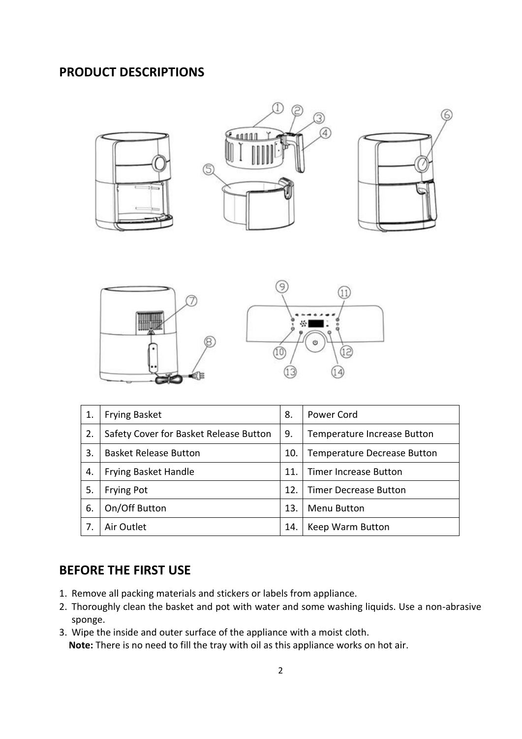## PRODUCT DESCRIPTIONS

| 1. | Frying Basket | 8. | Power Cord |
|---|---|---|---|
| 2. | Safety Cover for Basket Release Button | 9. | Temperature Increase Button |
| 3. | Basket Release Button | 10. | Temperature Decrease Button |
| 4. | Frying Basket Handle | 11. | Timer Increase Button |
| 5. | Frying Pot | 12. | Timer Decrease Button |
| 6. | On/Off Button | 13. | Menu Button |
| 7. | Air Outlet | 14. | Keep Warm Button |

## BEFORE THE FIRST USE

1. Remove all packing materials and stickers or labels from appliance.
2. Thoroughly clean the basket and pot with water and some washing liquids. Use a non-abrasive sponge.
3. Wipe the inside and outer surface of the appliance with a moist cloth.

**Note:** There is no need to fill the tray with oil as this appliance works on hot air.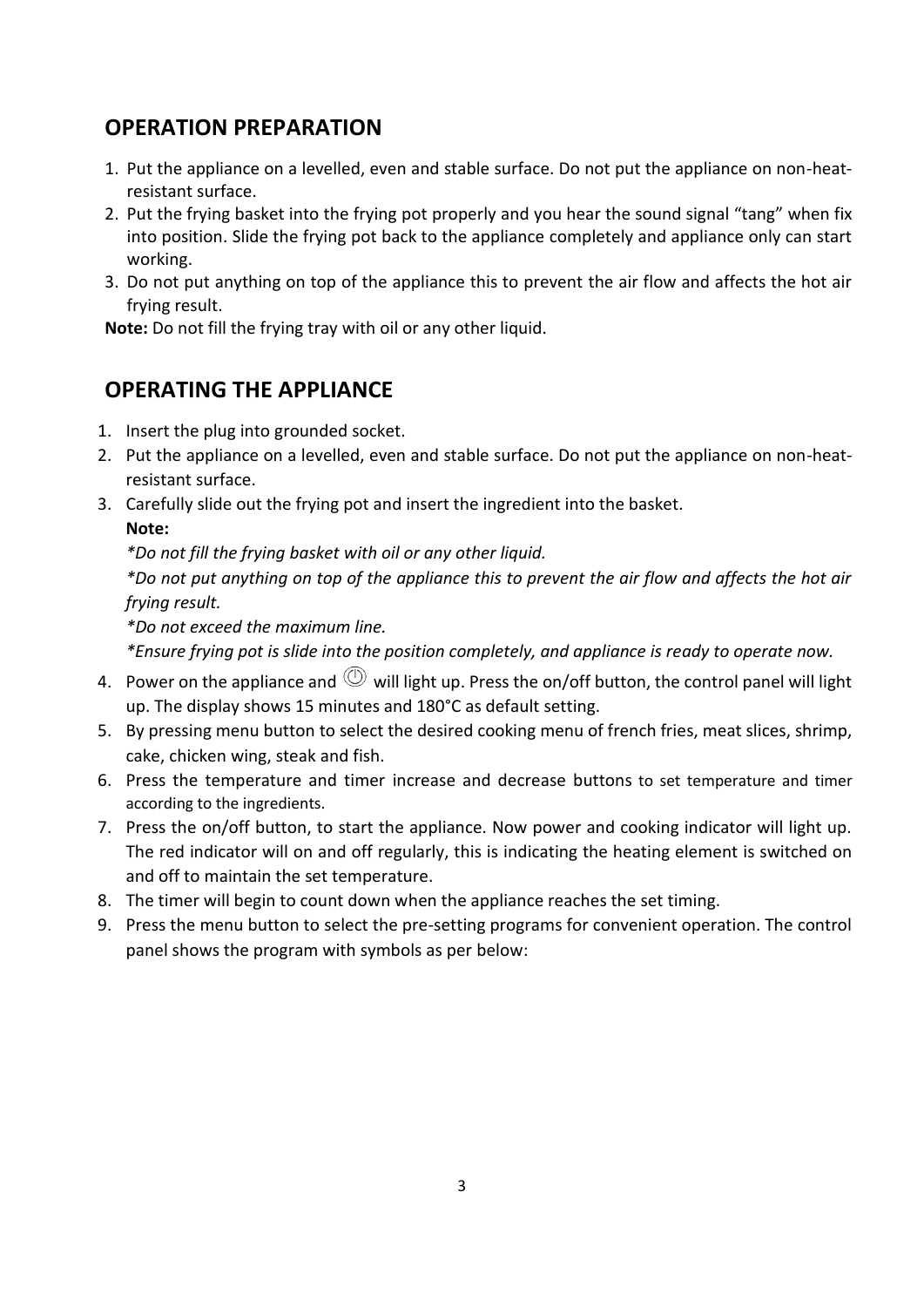## OPERATION PREPARATION

1. Put the appliance on a levelled, even and stable surface. Do not put the appliance on non-heat-resistant surface.
2. Put the frying basket into the frying pot properly and you hear the sound signal "tang" when fix into position. Slide the frying pot back to the appliance completely and appliance only can start working.
3. Do not put anything on top of the appliance this to prevent the air flow and affects the hot air frying result.

**Note:** Do not fill the frying tray with oil or any other liquid.

## OPERATING THE APPLIANCE

1. Insert the plug into grounded socket.
2. Put the appliance on a levelled, even and stable surface. Do not put the appliance on non-heat-resistant surface.
3. Carefully slide out the frying pot and insert the ingredient into the basket.

   **Note:**

   *\*Do not fill the frying basket with oil or any other liquid.*

   *\*Do not put anything on top of the appliance this to prevent the air flow and affects the hot air frying result.*

   *\*Do not exceed the maximum line.*

   *\*Ensure frying pot is slide into the position completely, and appliance is ready to operate now.*
4. Power on the appliance and ⏻ will light up. Press the on/off button, the control panel will light up. The display shows 15 minutes and 180°C as default setting.
5. By pressing menu button to select the desired cooking menu of french fries, meat slices, shrimp, cake, chicken wing, steak and fish.
6. Press the temperature and timer increase and decrease buttons to set temperature and timer according to the ingredients.
7. Press the on/off button, to start the appliance. Now power and cooking indicator will light up. The red indicator will on and off regularly, this is indicating the heating element is switched on and off to maintain the set temperature.
8. The timer will begin to count down when the appliance reaches the set timing.
9. Press the menu button to select the pre-setting programs for convenient operation. The control panel shows the program with symbols as per below: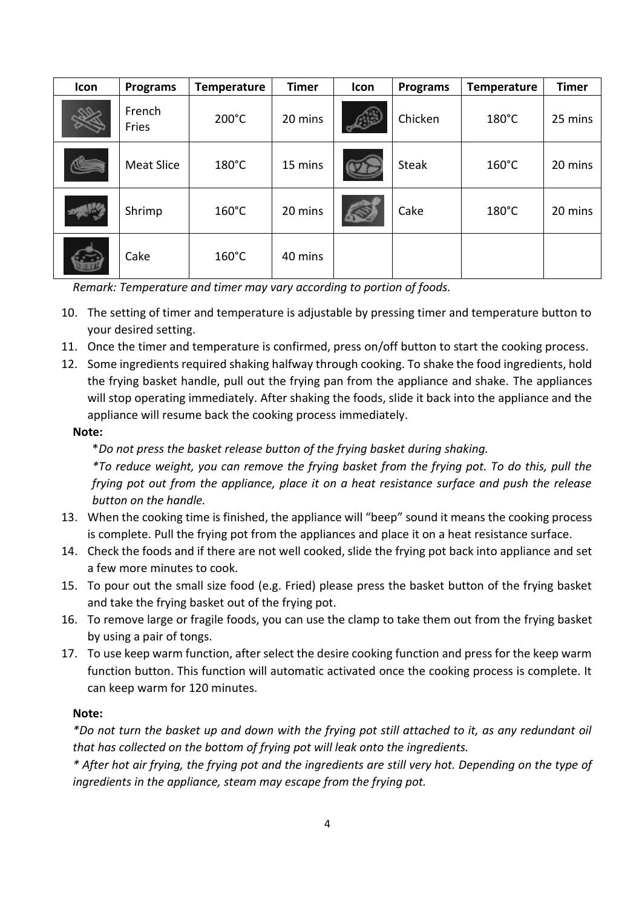| Icon | Programs | Temperature | Timer | Icon | Programs | Temperature | Timer |
|---|---|---|---|---|---|---|---|
| | French Fries | 200°C | 20 mins | | Chicken | 180°C | 25 mins |
| | Meat Slice | 180°C | 15 mins | | Steak | 160°C | 20 mins |
| | Shrimp | 160°C | 20 mins | | Cake | 180°C | 20 mins |
| | Cake | 160°C | 40 mins | | | | |

*Remark: Temperature and timer may vary according to portion of foods.*

10. The setting of timer and temperature is adjustable by pressing timer and temperature button to your desired setting.
11. Once the timer and temperature is confirmed, press on/off button to start the cooking process.
12. Some ingredients required shaking halfway through cooking. To shake the food ingredients, hold the frying basket handle, pull out the frying pan from the appliance and shake. The appliances will stop operating immediately. After shaking the foods, slide it back into the appliance and the appliance will resume back the cooking process immediately.

**Note:**

\**Do not press the basket release button of the frying basket during shaking.*

*\*To reduce weight, you can remove the frying basket from the frying pot. To do this, pull the frying pot out from the appliance, place it on a heat resistance surface and push the release button on the handle.*

13. When the cooking time is finished, the appliance will "beep" sound it means the cooking process is complete. Pull the frying pot from the appliances and place it on a heat resistance surface.
14. Check the foods and if there are not well cooked, slide the frying pot back into appliance and set a few more minutes to cook.
15. To pour out the small size food (e.g. Fried) please press the basket button of the frying basket and take the frying basket out of the frying pot.
16. To remove large or fragile foods, you can use the clamp to take them out from the frying basket by using a pair of tongs.
17. To use keep warm function, after select the desire cooking function and press for the keep warm function button. This function will automatic activated once the cooking process is complete. It can keep warm for 120 minutes.

**Note:**

*\*Do not turn the basket up and down with the frying pot still attached to it, as any redundant oil that has collected on the bottom of frying pot will leak onto the ingredients.*

*\* After hot air frying, the frying pot and the ingredients are still very hot. Depending on the type of ingredients in the appliance, steam may escape from the frying pot.*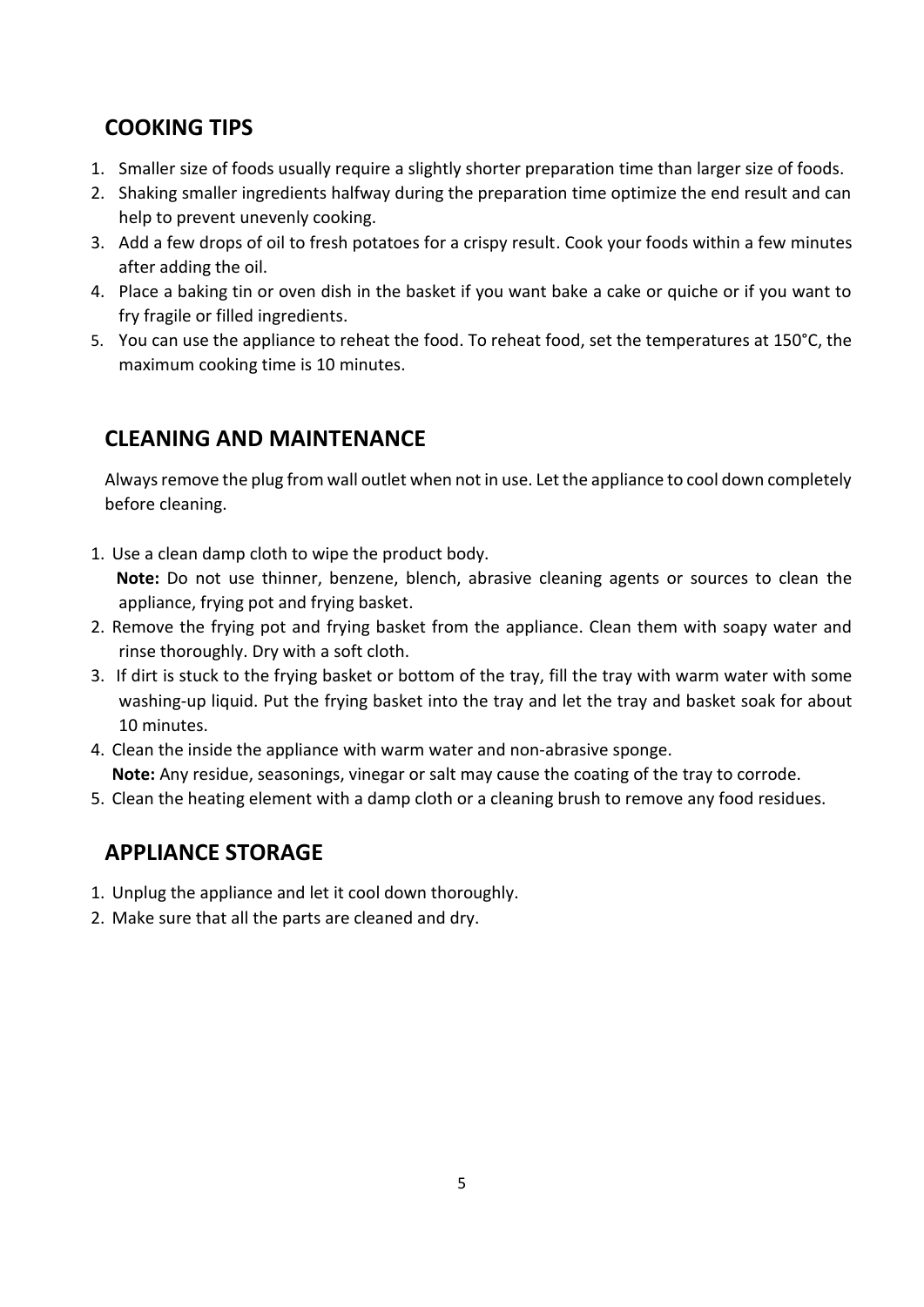## COOKING TIPS

1. Smaller size of foods usually require a slightly shorter preparation time than larger size of foods.
2. Shaking smaller ingredients halfway during the preparation time optimize the end result and can help to prevent unevenly cooking.
3. Add a few drops of oil to fresh potatoes for a crispy result. Cook your foods within a few minutes after adding the oil.
4. Place a baking tin or oven dish in the basket if you want bake a cake or quiche or if you want to fry fragile or filled ingredients.
5. You can use the appliance to reheat the food. To reheat food, set the temperatures at 150°C, the maximum cooking time is 10 minutes.

## CLEANING AND MAINTENANCE

Always remove the plug from wall outlet when not in use. Let the appliance to cool down completely before cleaning.

1. Use a clean damp cloth to wipe the product body.
   **Note:** Do not use thinner, benzene, blench, abrasive cleaning agents or sources to clean the appliance, frying pot and frying basket.
2. Remove the frying pot and frying basket from the appliance. Clean them with soapy water and rinse thoroughly. Dry with a soft cloth.
3. If dirt is stuck to the frying basket or bottom of the tray, fill the tray with warm water with some washing-up liquid. Put the frying basket into the tray and let the tray and basket soak for about 10 minutes.
4. Clean the inside the appliance with warm water and non-abrasive sponge.
   **Note:** Any residue, seasonings, vinegar or salt may cause the coating of the tray to corrode.
5. Clean the heating element with a damp cloth or a cleaning brush to remove any food residues.

## APPLIANCE STORAGE

1. Unplug the appliance and let it cool down thoroughly.
2. Make sure that all the parts are cleaned and dry.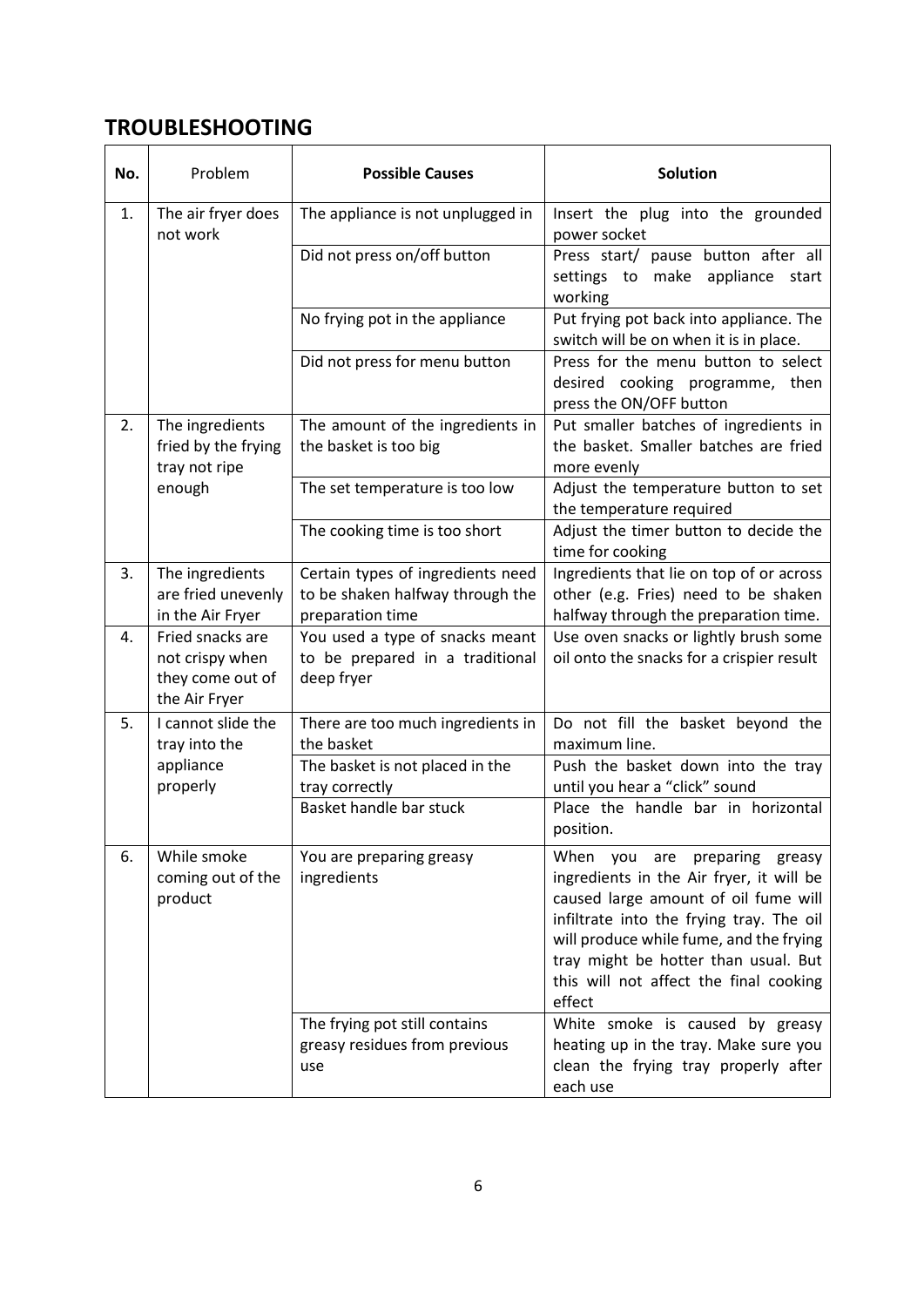## TROUBLESHOOTING

| No. | Problem | **Possible Causes** | **Solution** |
|---|---|---|---|
| 1. | The air fryer does not work | The appliance is not unplugged in | Insert the plug into the grounded power socket |
| | | Did not press on/off button | Press start/ pause button after all settings to make appliance start working |
| | | No frying pot in the appliance | Put frying pot back into appliance. The switch will be on when it is in place. |
| | | Did not press for menu button | Press for the menu button to select desired cooking programme, then press the ON/OFF button |
| 2. | The ingredients fried by the frying tray not ripe enough | The amount of the ingredients in the basket is too big | Put smaller batches of ingredients in the basket. Smaller batches are fried more evenly |
| | | The set temperature is too low | Adjust the temperature button to set the temperature required |
| | | The cooking time is too short | Adjust the timer button to decide the time for cooking |
| 3. | The ingredients are fried unevenly in the Air Fryer | Certain types of ingredients need to be shaken halfway through the preparation time | Ingredients that lie on top of or across other (e.g. Fries) need to be shaken halfway through the preparation time. |
| 4. | Fried snacks are not crispy when they come out of the Air Fryer | You used a type of snacks meant to be prepared in a traditional deep fryer | Use oven snacks or lightly brush some oil onto the snacks for a crispier result |
| 5. | I cannot slide the tray into the appliance properly | There are too much ingredients in the basket | Do not fill the basket beyond the maximum line. |
| | | The basket is not placed in the tray correctly | Push the basket down into the tray until you hear a "click" sound |
| | | Basket handle bar stuck | Place the handle bar in horizontal position. |
| 6. | While smoke coming out of the product | You are preparing greasy ingredients | When you are preparing greasy ingredients in the Air fryer, it will be caused large amount of oil fume will infiltrate into the frying tray. The oil will produce while fume, and the frying tray might be hotter than usual. But this will not affect the final cooking effect |
| | | The frying pot still contains greasy residues from previous use | White smoke is caused by greasy heating up in the tray. Make sure you clean the frying tray properly after each use |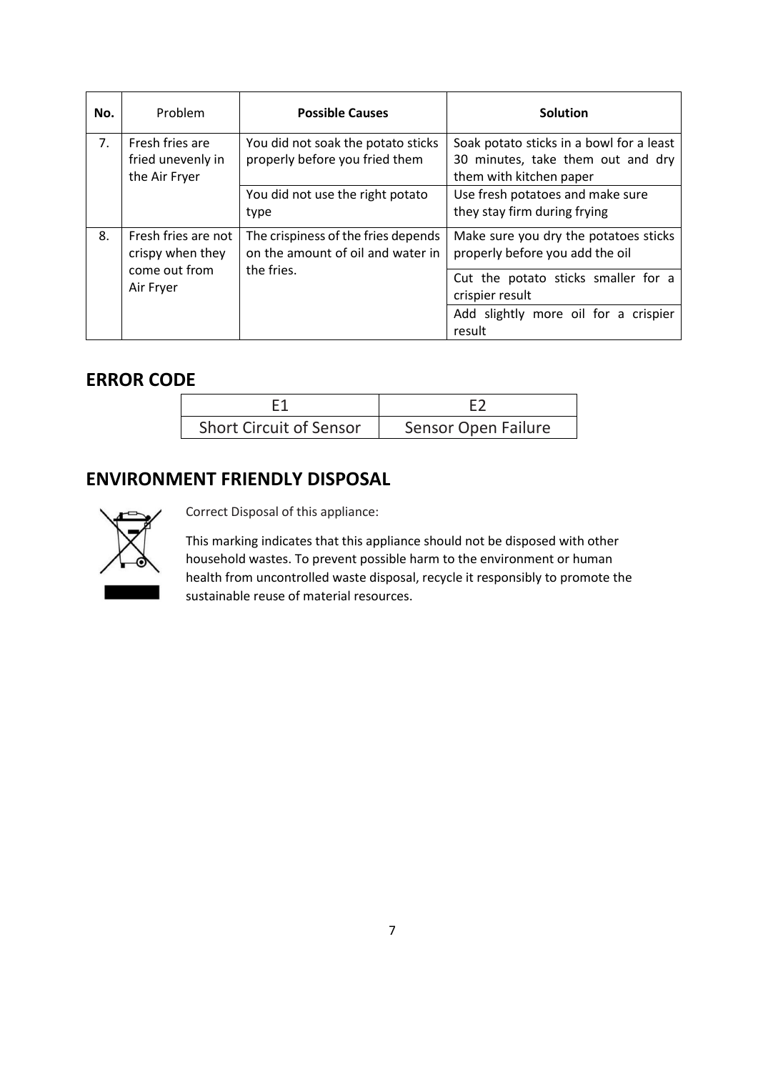| No. | Problem | **Possible Causes** | **Solution** |
|---|---|---|---|
| 7. | Fresh fries are fried unevenly in the Air Fryer | You did not soak the potato sticks properly before you fried them | Soak potato sticks in a bowl for a least 30 minutes, take them out and dry them with kitchen paper |
| | | You did not use the right potato type | Use fresh potatoes and make sure they stay firm during frying |
| 8. | Fresh fries are not crispy when they come out from Air Fryer | The crispiness of the fries depends on the amount of oil and water in the fries. | Make sure you dry the potatoes sticks properly before you add the oil |
| | | | Cut the potato sticks smaller for a crispier result |
| | | | Add slightly more oil for a crispier result |

## ERROR CODE

| E1 | E2 |
|---|---|
| Short Circuit of Sensor | Sensor Open Failure |

## ENVIRONMENT FRIENDLY DISPOSAL

Correct Disposal of this appliance:

This marking indicates that this appliance should not be disposed with other household wastes. To prevent possible harm to the environment or human health from uncontrolled waste disposal, recycle it responsibly to promote the sustainable reuse of material resources.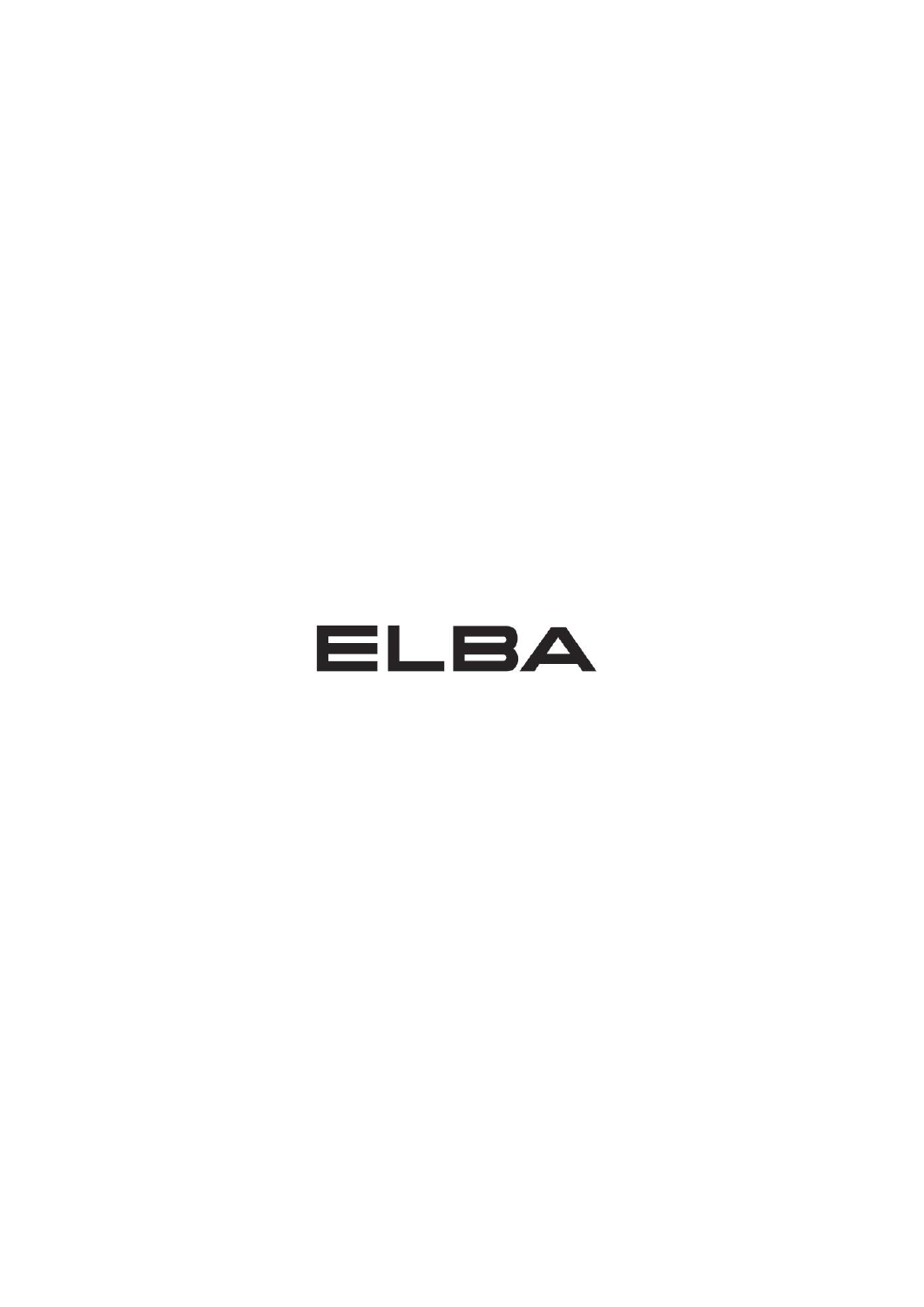ELBA